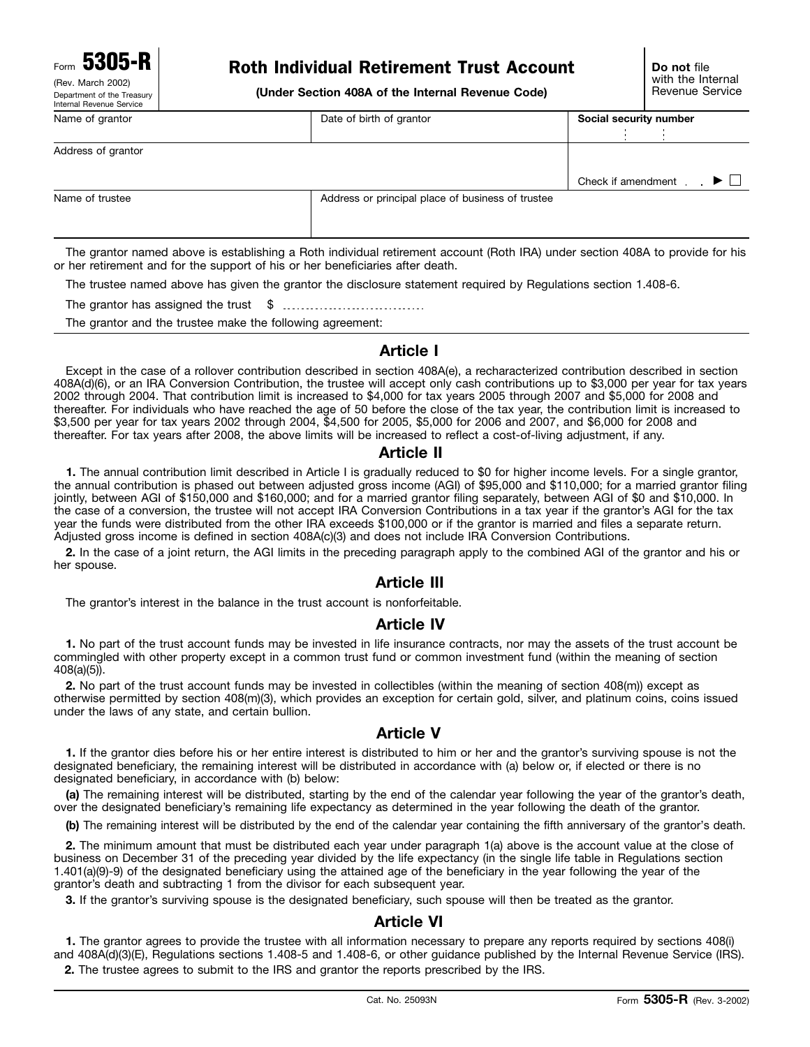Form **5305-R**
(Rev. March 2002)
Department of the Treasury
Internal Revenue Service

# Roth Individual Retirement Trust Account

**(Under Section 408A of the Internal Revenue Code)**

**Do not** file with the Internal Revenue Service

| Name of grantor | Date of birth of grantor | **Social security number** |
|---|---|---|
| Address of grantor | | Check if amendment ▶ ☐ |
| Name of trustee | Address or principal place of business of trustee | |

The grantor named above is establishing a Roth individual retirement account (Roth IRA) under section 408A to provide for his or her retirement and for the support of his or her beneficiaries after death.

The trustee named above has given the grantor the disclosure statement required by Regulations section 1.408-6.

The grantor has assigned the trust $ ..............................

The grantor and the trustee make the following agreement:

## Article I

Except in the case of a rollover contribution described in section 408A(e), a recharacterized contribution described in section 408A(d)(6), or an IRA Conversion Contribution, the trustee will accept only cash contributions up to $3,000 per year for tax years 2002 through 2004. That contribution limit is increased to $4,000 for tax years 2005 through 2007 and $5,000 for 2008 and thereafter. For individuals who have reached the age of 50 before the close of the tax year, the contribution limit is increased to $3,500 per year for tax years 2002 through 2004, $4,500 for 2005, $5,000 for 2006 and 2007, and $6,000 for 2008 and thereafter. For tax years after 2008, the above limits will be increased to reflect a cost-of-living adjustment, if any.

## Article II

**1.** The annual contribution limit described in Article I is gradually reduced to $0 for higher income levels. For a single grantor, the annual contribution is phased out between adjusted gross income (AGI) of $95,000 and $110,000; for a married grantor filing jointly, between AGI of $150,000 and $160,000; and for a married grantor filing separately, between AGI of $0 and $10,000. In the case of a conversion, the trustee will not accept IRA Conversion Contributions in a tax year if the grantor's AGI for the tax year the funds were distributed from the other IRA exceeds $100,000 or if the grantor is married and files a separate return. Adjusted gross income is defined in section 408A(c)(3) and does not include IRA Conversion Contributions.

**2.** In the case of a joint return, the AGI limits in the preceding paragraph apply to the combined AGI of the grantor and his or her spouse.

## Article III

The grantor's interest in the balance in the trust account is nonforfeitable.

## Article IV

**1.** No part of the trust account funds may be invested in life insurance contracts, nor may the assets of the trust account be commingled with other property except in a common trust fund or common investment fund (within the meaning of section 408(a)(5)).

**2.** No part of the trust account funds may be invested in collectibles (within the meaning of section 408(m)) except as otherwise permitted by section 408(m)(3), which provides an exception for certain gold, silver, and platinum coins, coins issued under the laws of any state, and certain bullion.

## Article V

**1.** If the grantor dies before his or her entire interest is distributed to him or her and the grantor's surviving spouse is not the designated beneficiary, the remaining interest will be distributed in accordance with (a) below or, if elected or there is no designated beneficiary, in accordance with (b) below:

**(a)** The remaining interest will be distributed, starting by the end of the calendar year following the year of the grantor's death, over the designated beneficiary's remaining life expectancy as determined in the year following the death of the grantor.

**(b)** The remaining interest will be distributed by the end of the calendar year containing the fifth anniversary of the grantor's death.

**2.** The minimum amount that must be distributed each year under paragraph 1(a) above is the account value at the close of business on December 31 of the preceding year divided by the life expectancy (in the single life table in Regulations section 1.401(a)(9)-9) of the designated beneficiary using the attained age of the beneficiary in the year following the year of the grantor's death and subtracting 1 from the divisor for each subsequent year.

**3.** If the grantor's surviving spouse is the designated beneficiary, such spouse will then be treated as the grantor.

## Article VI

**1.** The grantor agrees to provide the trustee with all information necessary to prepare any reports required by sections 408(i) and 408A(d)(3)(E), Regulations sections 1.408-5 and 1.408-6, or other guidance published by the Internal Revenue Service (IRS).

**2.** The trustee agrees to submit to the IRS and grantor the reports prescribed by the IRS.

Cat. No. 25093N Form **5305-R** (Rev. 3-2002)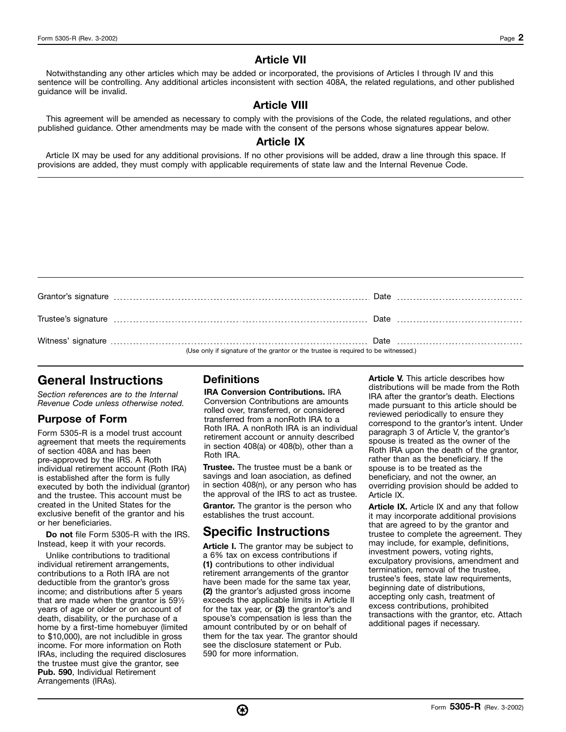## Article VII

Notwithstanding any other articles which may be added or incorporated, the provisions of Articles I through IV and this sentence will be controlling. Any additional articles inconsistent with section 408A, the related regulations, and other published guidance will be invalid.

## Article VIII

This agreement will be amended as necessary to comply with the provisions of the Code, the related regulations, and other published guidance. Other amendments may be made with the consent of the persons whose signatures appear below.

## Article IX

Article IX may be used for any additional provisions. If no other provisions will be added, draw a line through this space. If provisions are added, they must comply with applicable requirements of state law and the Internal Revenue Code.

---

---

Grantor's signature .................................................... Date ....................................

Trustee's signature .................................................... Date ....................................

Witness' signature .................................................... Date ....................................

(Use only if signature of the grantor or the trustee is required to be witnessed.)

---

# General Instructions

*Section references are to the Internal Revenue Code unless otherwise noted.*

## Purpose of Form

Form 5305-R is a model trust account agreement that meets the requirements of section 408A and has been pre-approved by the IRS. A Roth individual retirement account (Roth IRA) is established after the form is fully executed by both the individual (grantor) and the trustee. This account must be created in the United States for the exclusive benefit of the grantor and his or her beneficiaries.

**Do not** file Form 5305-R with the IRS. Instead, keep it with your records.

Unlike contributions to traditional individual retirement arrangements, contributions to a Roth IRA are not deductible from the grantor's gross income; and distributions after 5 years that are made when the grantor is 59½ years of age or older or on account of death, disability, or the purchase of a home by a first-time homebuyer (limited to $10,000), are not includible in gross income. For more information on Roth IRAs, including the required disclosures the trustee must give the grantor, see **Pub. 590**, Individual Retirement Arrangements (IRAs).

## Definitions

**IRA Conversion Contributions.** IRA Conversion Contributions are amounts rolled over, transferred, or considered transferred from a nonRoth IRA to a Roth IRA. A nonRoth IRA is an individual retirement account or annuity described in section 408(a) or 408(b), other than a Roth IRA.

**Trustee.** The trustee must be a bank or savings and loan asociation, as defined in section 408(n), or any person who has the approval of the IRS to act as trustee.

**Grantor.** The grantor is the person who establishes the trust account.

# Specific Instructions

**Article I.** The grantor may be subject to a 6% tax on excess contributions if **(1)** contributions to other individual retirement arrangements of the grantor have been made for the same tax year, **(2)** the grantor's adjusted gross income exceeds the applicable limits in Article II for the tax year, or **(3)** the grantor's and spouse's compensation is less than the amount contributed by or on behalf of them for the tax year. The grantor should see the disclosure statement or Pub. 590 for more information.

**Article V.** This article describes how distributions will be made from the Roth IRA after the grantor's death. Elections made pursuant to this article should be reviewed periodically to ensure they correspond to the grantor's intent. Under paragraph 3 of Article V, the grantor's spouse is treated as the owner of the Roth IRA upon the death of the grantor, rather than as the beneficiary. If the spouse is to be treated as the beneficiary, and not the owner, an overriding provision should be added to Article IX.

**Article IX.** Article IX and any that follow it may incorporate additional provisions that are agreed to by the grantor and trustee to complete the agreement. They may include, for example, definitions, investment powers, voting rights, exculpatory provisions, amendment and termination, removal of the trustee, trustee's fees, state law requirements, beginning date of distributions, accepting only cash, treatment of excess contributions, prohibited transactions with the grantor, etc. Attach additional pages if necessary.